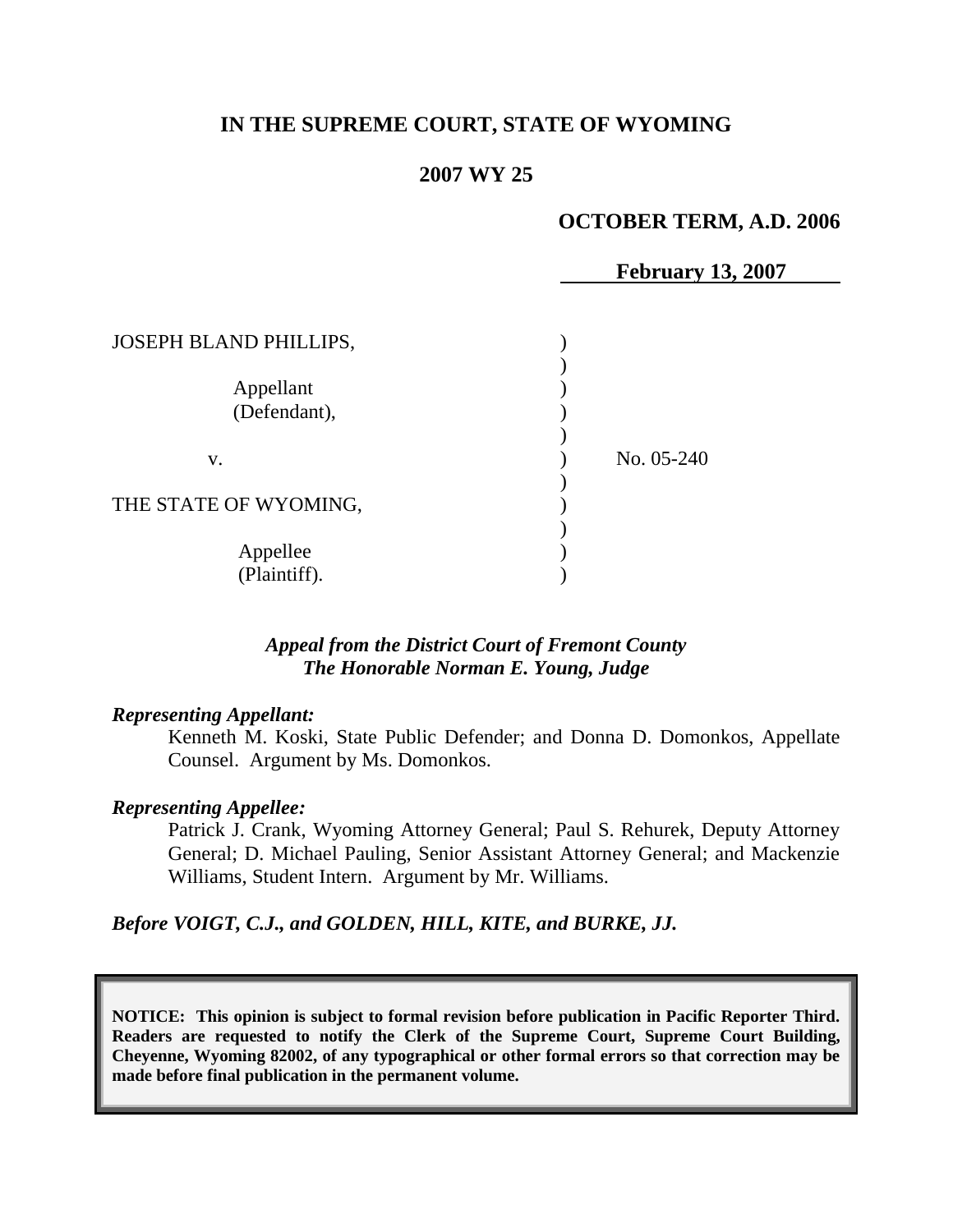**IN THE SUPREME COURT, STATE OF WYOMING**

**2007 WY 25**

**OCTOBER TERM, A.D. 2006**

**February 13, 2007**

| | | |
|---|---|---|
| JOSEPH BLAND PHILLIPS, | ) | |
| Appellant (Defendant), | ) | |
| v. | ) | No. 05-240 |
| THE STATE OF WYOMING, | ) | |
| Appellee (Plaintiff). | ) | |

***Appeal from the District Court of Fremont County***
***The Honorable Norman E. Young, Judge***

***Representing Appellant:***

Kenneth M. Koski, State Public Defender; and Donna D. Domonkos, Appellate Counsel. Argument by Ms. Domonkos.

***Representing Appellee:***

Patrick J. Crank, Wyoming Attorney General; Paul S. Rehurek, Deputy Attorney General; D. Michael Pauling, Senior Assistant Attorney General; and Mackenzie Williams, Student Intern. Argument by Mr. Williams.

***Before VOIGT, C.J., and GOLDEN, HILL, KITE, and BURKE, JJ.***

**NOTICE: This opinion is subject to formal revision before publication in Pacific Reporter Third. Readers are requested to notify the Clerk of the Supreme Court, Supreme Court Building, Cheyenne, Wyoming 82002, of any typographical or other formal errors so that correction may be made before final publication in the permanent volume.**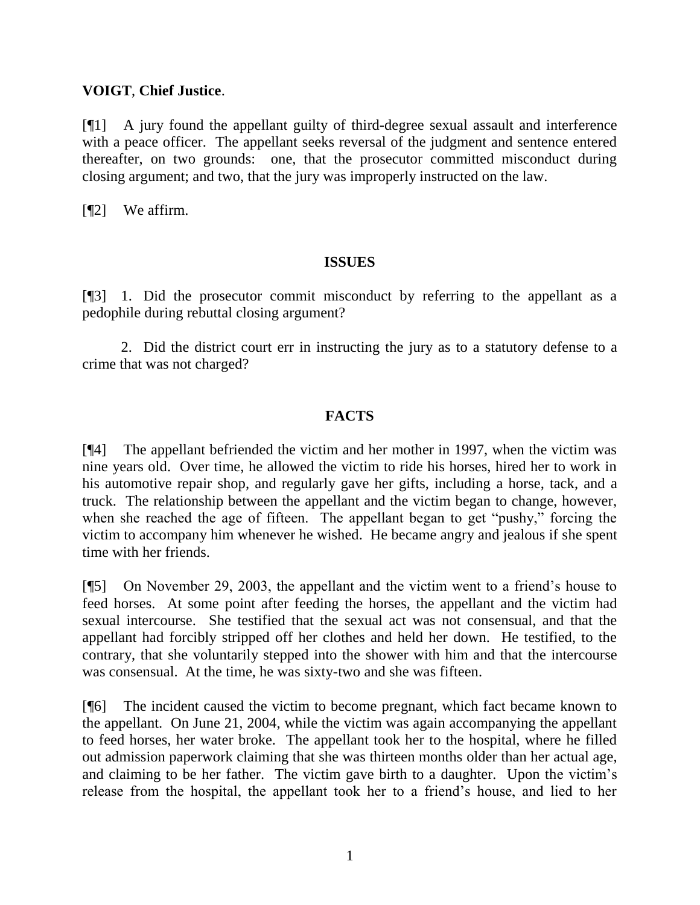**VOIGT**, **Chief Justice**.

[¶1] A jury found the appellant guilty of third-degree sexual assault and interference with a peace officer. The appellant seeks reversal of the judgment and sentence entered thereafter, on two grounds: one, that the prosecutor committed misconduct during closing argument; and two, that the jury was improperly instructed on the law.

[¶2] We affirm.

## ISSUES

[¶3] 1. Did the prosecutor commit misconduct by referring to the appellant as a pedophile during rebuttal closing argument?

2. Did the district court err in instructing the jury as to a statutory defense to a crime that was not charged?

## FACTS

[¶4] The appellant befriended the victim and her mother in 1997, when the victim was nine years old. Over time, he allowed the victim to ride his horses, hired her to work in his automotive repair shop, and regularly gave her gifts, including a horse, tack, and a truck. The relationship between the appellant and the victim began to change, however, when she reached the age of fifteen. The appellant began to get "pushy," forcing the victim to accompany him whenever he wished. He became angry and jealous if she spent time with her friends.

[¶5] On November 29, 2003, the appellant and the victim went to a friend's house to feed horses. At some point after feeding the horses, the appellant and the victim had sexual intercourse. She testified that the sexual act was not consensual, and that the appellant had forcibly stripped off her clothes and held her down. He testified, to the contrary, that she voluntarily stepped into the shower with him and that the intercourse was consensual. At the time, he was sixty-two and she was fifteen.

[¶6] The incident caused the victim to become pregnant, which fact became known to the appellant. On June 21, 2004, while the victim was again accompanying the appellant to feed horses, her water broke. The appellant took her to the hospital, where he filled out admission paperwork claiming that she was thirteen months older than her actual age, and claiming to be her father. The victim gave birth to a daughter. Upon the victim's release from the hospital, the appellant took her to a friend's house, and lied to her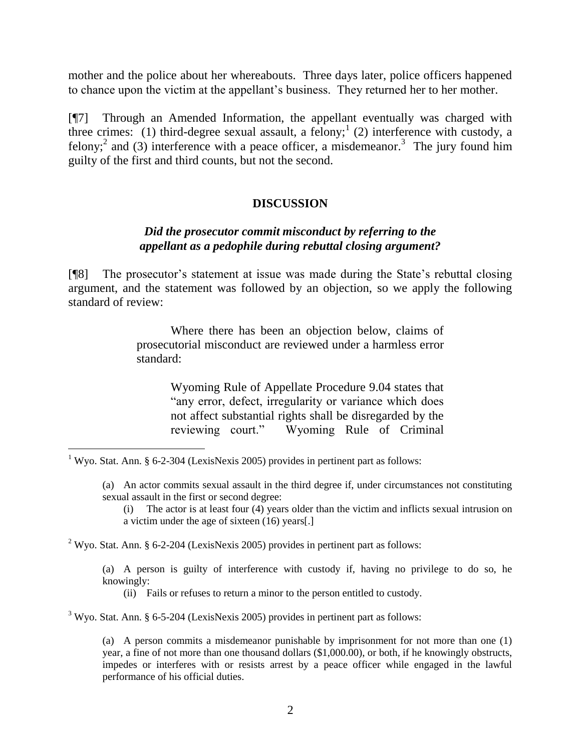mother and the police about her whereabouts. Three days later, police officers happened to chance upon the victim at the appellant's business. They returned her to her mother.

[¶7] Through an Amended Information, the appellant eventually was charged with three crimes: (1) third-degree sexual assault, a felony;[1] (2) interference with custody, a felony;[2] and (3) interference with a peace officer, a misdemeanor.[3] The jury found him guilty of the first and third counts, but not the second.

## DISCUSSION

### *Did the prosecutor commit misconduct by referring to the appellant as a pedophile during rebuttal closing argument?*

[¶8] The prosecutor's statement at issue was made during the State's rebuttal closing argument, and the statement was followed by an objection, so we apply the following standard of review:

> Where there has been an objection below, claims of prosecutorial misconduct are reviewed under a harmless error standard:
>
> > Wyoming Rule of Appellate Procedure 9.04 states that "any error, defect, irregularity or variance which does not affect substantial rights shall be disregarded by the reviewing court." Wyoming Rule of Criminal

---

[1] Wyo. Stat. Ann. § 6-2-304 (LexisNexis 2005) provides in pertinent part as follows:

> (a) An actor commits sexual assault in the third degree if, under circumstances not constituting sexual assault in the first or second degree:
>
> (i) The actor is at least four (4) years older than the victim and inflicts sexual intrusion on a victim under the age of sixteen (16) years[.]

[2] Wyo. Stat. Ann. § 6-2-204 (LexisNexis 2005) provides in pertinent part as follows:

> (a) A person is guilty of interference with custody if, having no privilege to do so, he knowingly:
>
> (ii) Fails or refuses to return a minor to the person entitled to custody.

[3] Wyo. Stat. Ann. § 6-5-204 (LexisNexis 2005) provides in pertinent part as follows:

> (a) A person commits a misdemeanor punishable by imprisonment for not more than one (1) year, a fine of not more than one thousand dollars ($1,000.00), or both, if he knowingly obstructs, impedes or interferes with or resists arrest by a peace officer while engaged in the lawful performance of his official duties.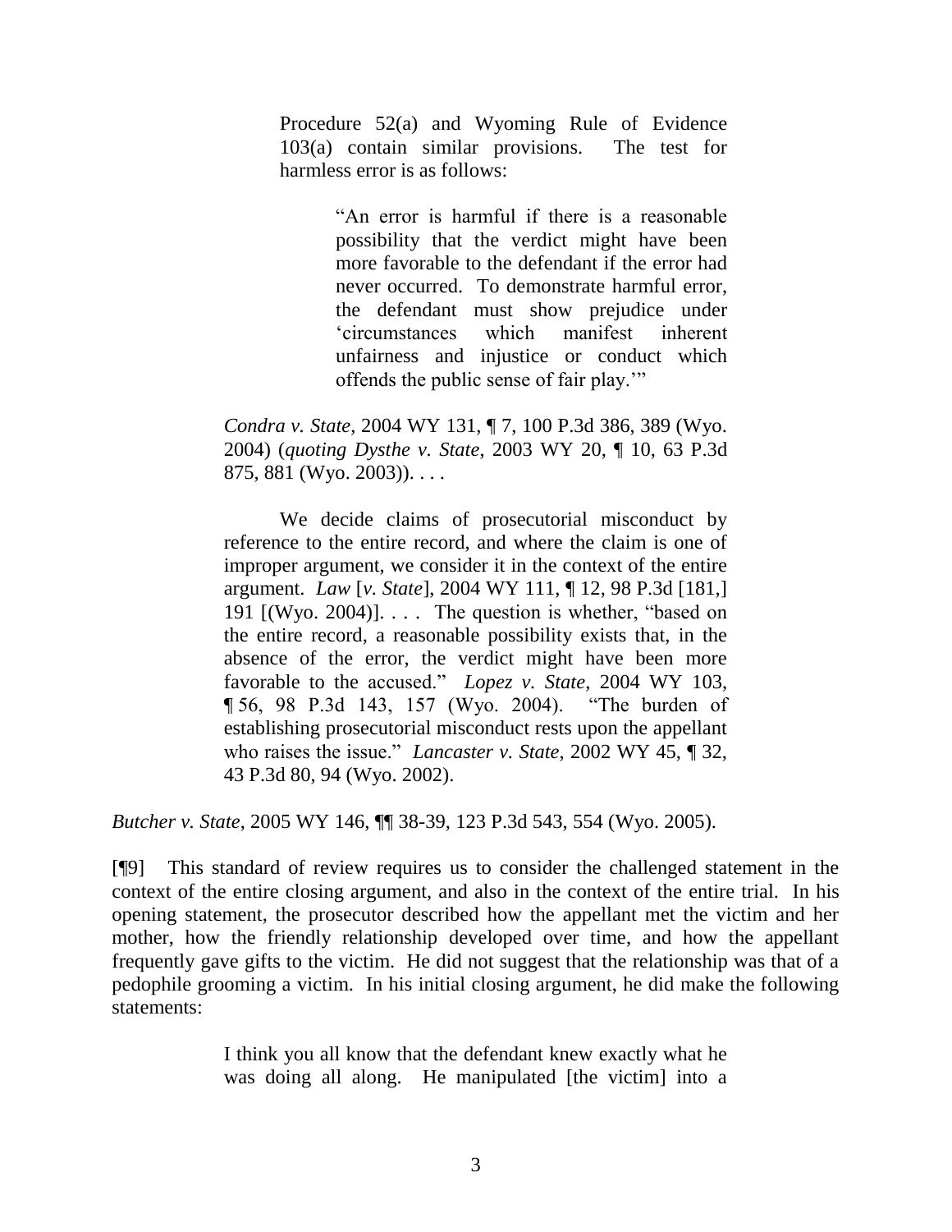> Procedure 52(a) and Wyoming Rule of Evidence 103(a) contain similar provisions. The test for harmless error is as follows:
>
> > "An error is harmful if there is a reasonable possibility that the verdict might have been more favorable to the defendant if the error had never occurred. To demonstrate harmful error, the defendant must show prejudice under 'circumstances which manifest inherent unfairness and injustice or conduct which offends the public sense of fair play.'"
>
> *Condra v. State*, 2004 WY 131, ¶ 7, 100 P.3d 386, 389 (Wyo. 2004) (*quoting Dysthe v. State*, 2003 WY 20, ¶ 10, 63 P.3d 875, 881 (Wyo. 2003)). . . .
>
> We decide claims of prosecutorial misconduct by reference to the entire record, and where the claim is one of improper argument, we consider it in the context of the entire argument. *Law* [*v. State*], 2004 WY 111, ¶ 12, 98 P.3d [181,] 191 [(Wyo. 2004)]. . . . The question is whether, "based on the entire record, a reasonable possibility exists that, in the absence of the error, the verdict might have been more favorable to the accused." *Lopez v. State*, 2004 WY 103, ¶ 56, 98 P.3d 143, 157 (Wyo. 2004). "The burden of establishing prosecutorial misconduct rests upon the appellant who raises the issue." *Lancaster v. State*, 2002 WY 45, ¶ 32, 43 P.3d 80, 94 (Wyo. 2002).

*Butcher v. State*, 2005 WY 146, ¶¶ 38-39, 123 P.3d 543, 554 (Wyo. 2005).

[¶9] This standard of review requires us to consider the challenged statement in the context of the entire closing argument, and also in the context of the entire trial. In his opening statement, the prosecutor described how the appellant met the victim and her mother, how the friendly relationship developed over time, and how the appellant frequently gave gifts to the victim. He did not suggest that the relationship was that of a pedophile grooming a victim. In his initial closing argument, he did make the following statements:

> I think you all know that the defendant knew exactly what he was doing all along. He manipulated [the victim] into a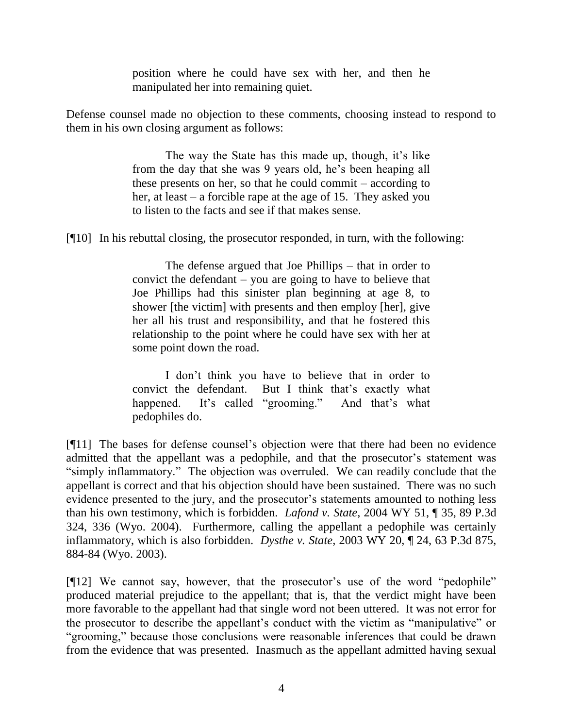> position where he could have sex with her, and then he manipulated her into remaining quiet.

Defense counsel made no objection to these comments, choosing instead to respond to them in his own closing argument as follows:

> The way the State has this made up, though, it's like from the day that she was 9 years old, he's been heaping all these presents on her, so that he could commit – according to her, at least – a forcible rape at the age of 15. They asked you to listen to the facts and see if that makes sense.

[¶10] In his rebuttal closing, the prosecutor responded, in turn, with the following:

> The defense argued that Joe Phillips – that in order to convict the defendant – you are going to have to believe that Joe Phillips had this sinister plan beginning at age 8, to shower [the victim] with presents and then employ [her], give her all his trust and responsibility, and that he fostered this relationship to the point where he could have sex with her at some point down the road.
>
> I don't think you have to believe that in order to convict the defendant. But I think that's exactly what happened. It's called "grooming." And that's what pedophiles do.

[¶11] The bases for defense counsel's objection were that there had been no evidence admitted that the appellant was a pedophile, and that the prosecutor's statement was "simply inflammatory." The objection was overruled. We can readily conclude that the appellant is correct and that his objection should have been sustained. There was no such evidence presented to the jury, and the prosecutor's statements amounted to nothing less than his own testimony, which is forbidden. *Lafond v. State*, 2004 WY 51, ¶ 35, 89 P.3d 324, 336 (Wyo. 2004). Furthermore, calling the appellant a pedophile was certainly inflammatory, which is also forbidden. *Dysthe v. State*, 2003 WY 20, ¶ 24, 63 P.3d 875, 884-84 (Wyo. 2003).

[¶12] We cannot say, however, that the prosecutor's use of the word "pedophile" produced material prejudice to the appellant; that is, that the verdict might have been more favorable to the appellant had that single word not been uttered. It was not error for the prosecutor to describe the appellant's conduct with the victim as "manipulative" or "grooming," because those conclusions were reasonable inferences that could be drawn from the evidence that was presented. Inasmuch as the appellant admitted having sexual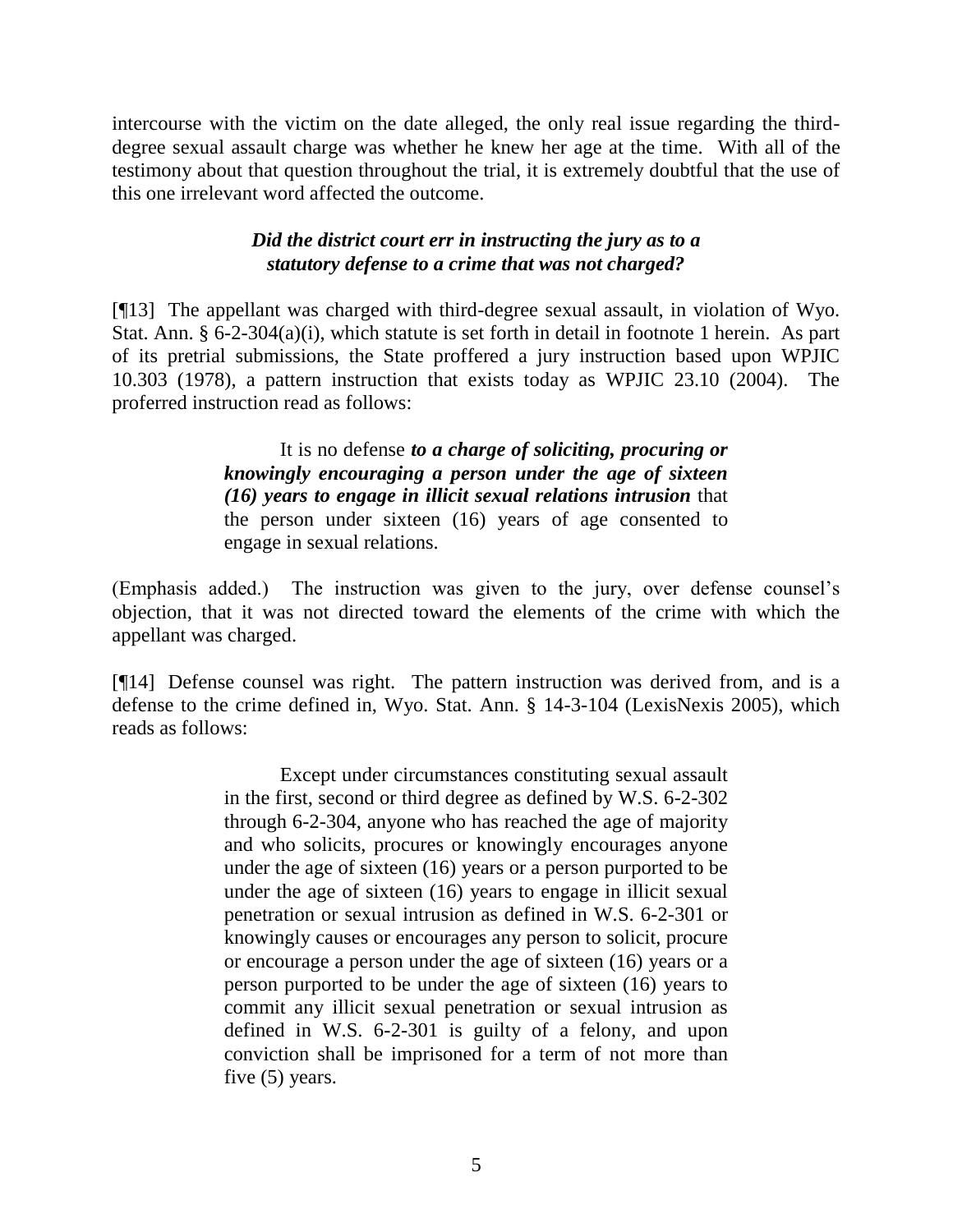intercourse with the victim on the date alleged, the only real issue regarding the third-degree sexual assault charge was whether he knew her age at the time. With all of the testimony about that question throughout the trial, it is extremely doubtful that the use of this one irrelevant word affected the outcome.

### *Did the district court err in instructing the jury as to a statutory defense to a crime that was not charged?*

[¶13] The appellant was charged with third-degree sexual assault, in violation of Wyo. Stat. Ann. § 6-2-304(a)(i), which statute is set forth in detail in footnote 1 herein. As part of its pretrial submissions, the State proffered a jury instruction based upon WPJIC 10.303 (1978), a pattern instruction that exists today as WPJIC 23.10 (2004). The proferred instruction read as follows:

> It is no defense ***to a charge of soliciting, procuring or knowingly encouraging a person under the age of sixteen (16) years to engage in illicit sexual relations intrusion*** that the person under sixteen (16) years of age consented to engage in sexual relations.

(Emphasis added.) The instruction was given to the jury, over defense counsel's objection, that it was not directed toward the elements of the crime with which the appellant was charged.

[¶14] Defense counsel was right. The pattern instruction was derived from, and is a defense to the crime defined in, Wyo. Stat. Ann. § 14-3-104 (LexisNexis 2005), which reads as follows:

> Except under circumstances constituting sexual assault in the first, second or third degree as defined by W.S. 6-2-302 through 6-2-304, anyone who has reached the age of majority and who solicits, procures or knowingly encourages anyone under the age of sixteen (16) years or a person purported to be under the age of sixteen (16) years to engage in illicit sexual penetration or sexual intrusion as defined in W.S. 6-2-301 or knowingly causes or encourages any person to solicit, procure or encourage a person under the age of sixteen (16) years or a person purported to be under the age of sixteen (16) years to commit any illicit sexual penetration or sexual intrusion as defined in W.S. 6-2-301 is guilty of a felony, and upon conviction shall be imprisoned for a term of not more than five (5) years.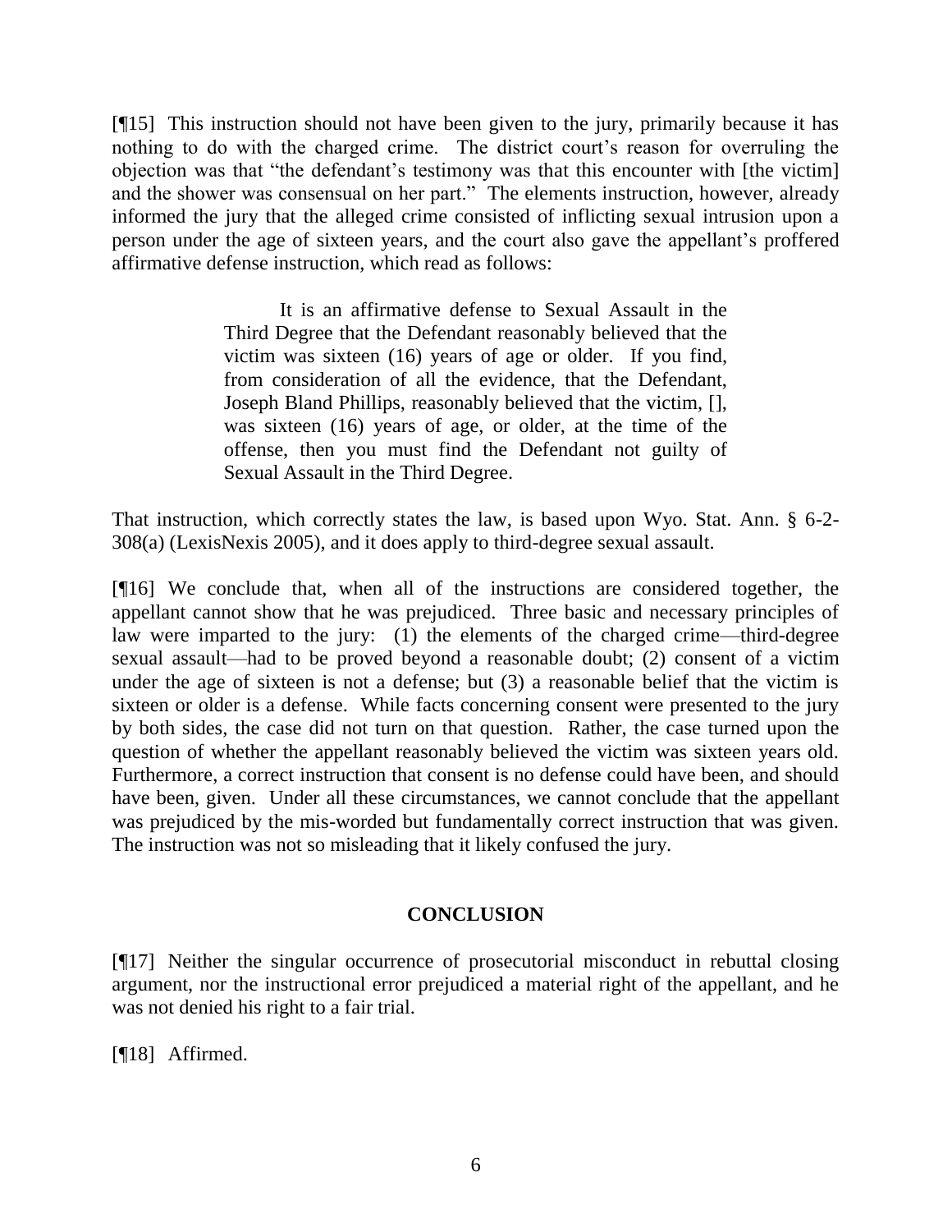[¶15] This instruction should not have been given to the jury, primarily because it has nothing to do with the charged crime. The district court's reason for overruling the objection was that "the defendant's testimony was that this encounter with [the victim] and the shower was consensual on her part." The elements instruction, however, already informed the jury that the alleged crime consisted of inflicting sexual intrusion upon a person under the age of sixteen years, and the court also gave the appellant's proffered affirmative defense instruction, which read as follows:

> It is an affirmative defense to Sexual Assault in the Third Degree that the Defendant reasonably believed that the victim was sixteen (16) years of age or older. If you find, from consideration of all the evidence, that the Defendant, Joseph Bland Phillips, reasonably believed that the victim, [], was sixteen (16) years of age, or older, at the time of the offense, then you must find the Defendant not guilty of Sexual Assault in the Third Degree.

That instruction, which correctly states the law, is based upon Wyo. Stat. Ann. § 6-2-308(a) (LexisNexis 2005), and it does apply to third-degree sexual assault.

[¶16] We conclude that, when all of the instructions are considered together, the appellant cannot show that he was prejudiced. Three basic and necessary principles of law were imparted to the jury: (1) the elements of the charged crime—third-degree sexual assault—had to be proved beyond a reasonable doubt; (2) consent of a victim under the age of sixteen is not a defense; but (3) a reasonable belief that the victim is sixteen or older is a defense. While facts concerning consent were presented to the jury by both sides, the case did not turn on that question. Rather, the case turned upon the question of whether the appellant reasonably believed the victim was sixteen years old. Furthermore, a correct instruction that consent is no defense could have been, and should have been, given. Under all these circumstances, we cannot conclude that the appellant was prejudiced by the mis-worded but fundamentally correct instruction that was given. The instruction was not so misleading that it likely confused the jury.

## CONCLUSION

[¶17] Neither the singular occurrence of prosecutorial misconduct in rebuttal closing argument, nor the instructional error prejudiced a material right of the appellant, and he was not denied his right to a fair trial.

[¶18] Affirmed.